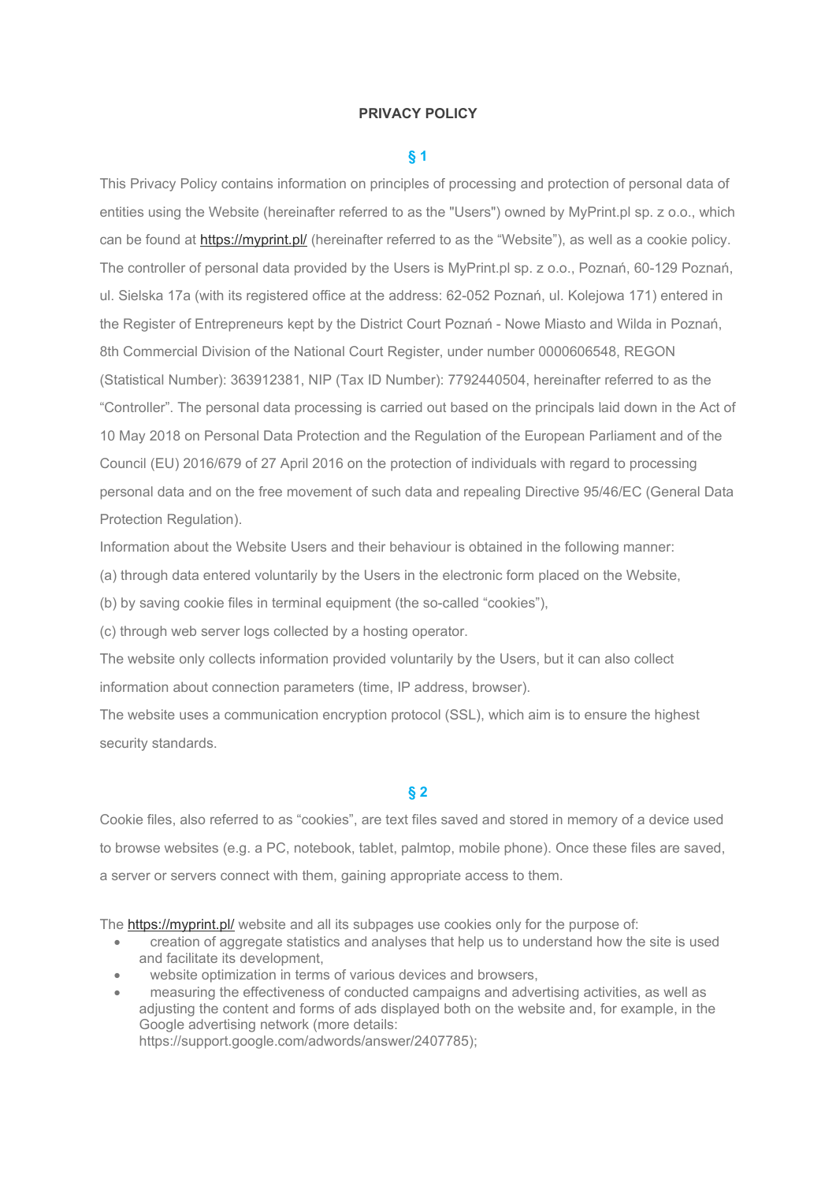# PRIVACY POLICY

## § 1

This Privacy Policy contains information on principles of processing and protection of personal data of entities using the Website (hereinafter referred to as the "Users") owned by MyPrint.pl sp. z o.o., which can be found at [https://myprint.pl/](https://myprint.pl/) (hereinafter referred to as the "Website"), as well as a cookie policy. The controller of personal data provided by the Users is MyPrint.pl sp. z o.o., Poznań, 60-129 Poznań, ul. Sielska 17a (with its registered office at the address: 62-052 Poznań, ul. Kolejowa 171) entered in the Register of Entrepreneurs kept by the District Court Poznań - Nowe Miasto and Wilda in Poznań, 8th Commercial Division of the National Court Register, under number 0000606548, REGON (Statistical Number): 363912381, NIP (Tax ID Number): 7792440504, hereinafter referred to as the "Controller". The personal data processing is carried out based on the principals laid down in the Act of 10 May 2018 on Personal Data Protection and the Regulation of the European Parliament and of the Council (EU) 2016/679 of 27 April 2016 on the protection of individuals with regard to processing personal data and on the free movement of such data and repealing Directive 95/46/EC (General Data Protection Regulation).

Information about the Website Users and their behaviour is obtained in the following manner:

(a) through data entered voluntarily by the Users in the electronic form placed on the Website,

(b) by saving cookie files in terminal equipment (the so-called "cookies"),

(c) through web server logs collected by a hosting operator.

The website only collects information provided voluntarily by the Users, but it can also collect information about connection parameters (time, IP address, browser).

The website uses a communication encryption protocol (SSL), which aim is to ensure the highest security standards.

## § 2

Cookie files, also referred to as "cookies", are text files saved and stored in memory of a device used to browse websites (e.g. a PC, notebook, tablet, palmtop, mobile phone). Once these files are saved, a server or servers connect with them, gaining appropriate access to them.

The [https://myprint.pl/](https://myprint.pl/) website and all its subpages use cookies only for the purpose of:

- creation of aggregate statistics and analyses that help us to understand how the site is used and facilitate its development,
- website optimization in terms of various devices and browsers,
- measuring the effectiveness of conducted campaigns and advertising activities, as well as adjusting the content and forms of ads displayed both on the website and, for example, in the Google advertising network (more details: https://support.google.com/adwords/answer/2407785);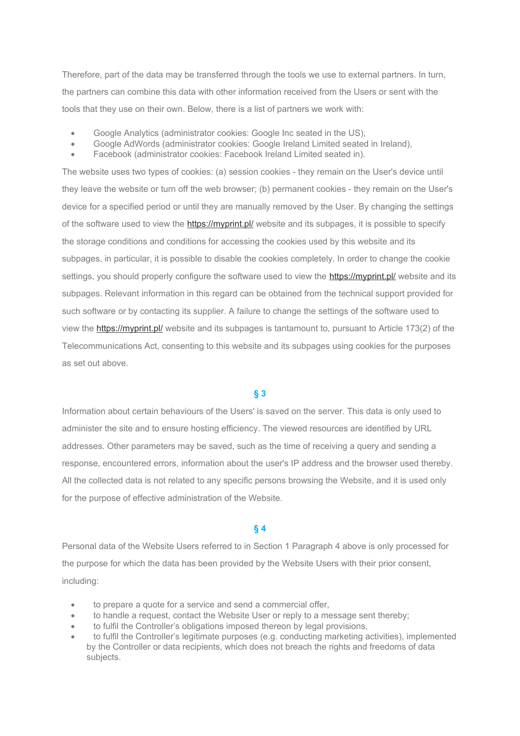Therefore, part of the data may be transferred through the tools we use to external partners. In turn, the partners can combine this data with other information received from the Users or sent with the tools that they use on their own. Below, there is a list of partners we work with:

- Google Analytics (administrator cookies: Google Inc seated in the US),
- Google AdWords (administrator cookies: Google Ireland Limited seated in Ireland),
- Facebook (administrator cookies: Facebook Ireland Limited seated in).

The website uses two types of cookies: (a) session cookies - they remain on the User's device until they leave the website or turn off the web browser; (b) permanent cookies - they remain on the User's device for a specified period or until they are manually removed by the User. By changing the settings of the software used to view the https://myprint.pl/ website and its subpages, it is possible to specify the storage conditions and conditions for accessing the cookies used by this website and its subpages, in particular, it is possible to disable the cookies completely. In order to change the cookie settings, you should properly configure the software used to view the https://myprint.pl/ website and its subpages. Relevant information in this regard can be obtained from the technical support provided for such software or by contacting its supplier. A failure to change the settings of the software used to view the https://myprint.pl/ website and its subpages is tantamount to, pursuant to Article 173(2) of the Telecommunications Act, consenting to this website and its subpages using cookies for the purposes as set out above.

## § 3

Information about certain behaviours of the Users' is saved on the server. This data is only used to administer the site and to ensure hosting efficiency. The viewed resources are identified by URL addresses. Other parameters may be saved, such as the time of receiving a query and sending a response, encountered errors, information about the user's IP address and the browser used thereby. All the collected data is not related to any specific persons browsing the Website, and it is used only for the purpose of effective administration of the Website.

## § 4

Personal data of the Website Users referred to in Section 1 Paragraph 4 above is only processed for the purpose for which the data has been provided by the Website Users with their prior consent, including:

- to prepare a quote for a service and send a commercial offer,
- to handle a request, contact the Website User or reply to a message sent thereby;
- to fulfil the Controller's obligations imposed thereon by legal provisions,
- to fulfil the Controller's legitimate purposes (e.g. conducting marketing activities), implemented by the Controller or data recipients, which does not breach the rights and freedoms of data subjects.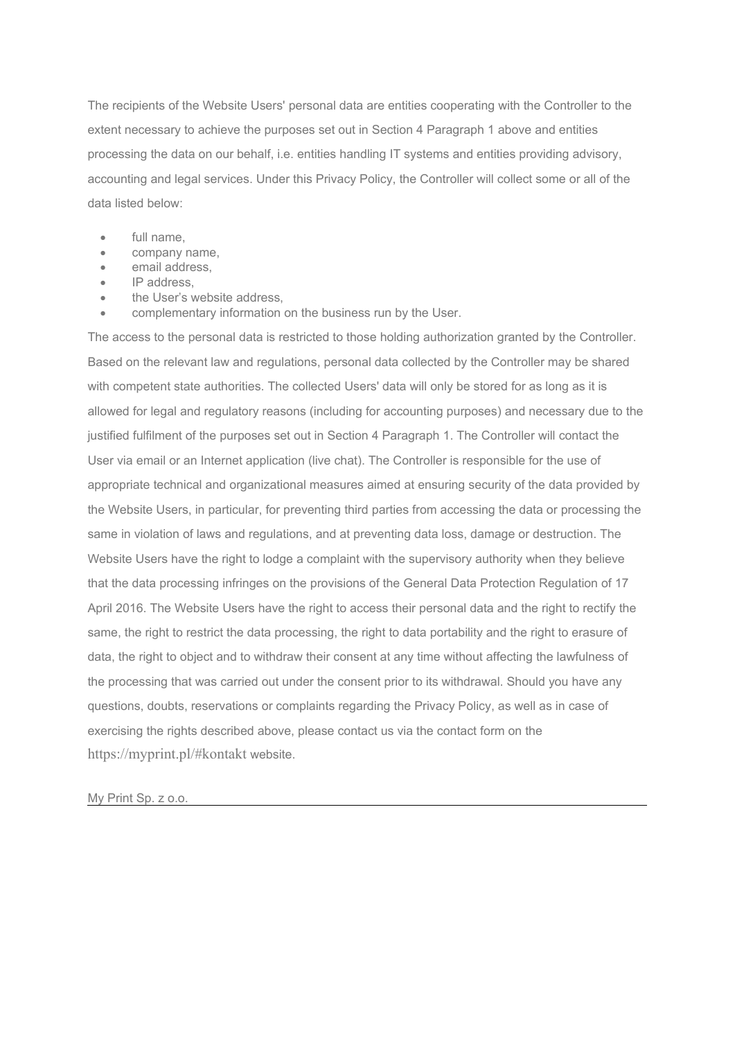The recipients of the Website Users' personal data are entities cooperating with the Controller to the extent necessary to achieve the purposes set out in Section 4 Paragraph 1 above and entities processing the data on our behalf, i.e. entities handling IT systems and entities providing advisory, accounting and legal services. Under this Privacy Policy, the Controller will collect some or all of the data listed below:

- full name,
- company name,
- email address,
- IP address,
- the User's website address,
- complementary information on the business run by the User.

The access to the personal data is restricted to those holding authorization granted by the Controller. Based on the relevant law and regulations, personal data collected by the Controller may be shared with competent state authorities. The collected Users' data will only be stored for as long as it is allowed for legal and regulatory reasons (including for accounting purposes) and necessary due to the justified fulfilment of the purposes set out in Section 4 Paragraph 1. The Controller will contact the User via email or an Internet application (live chat). The Controller is responsible for the use of appropriate technical and organizational measures aimed at ensuring security of the data provided by the Website Users, in particular, for preventing third parties from accessing the data or processing the same in violation of laws and regulations, and at preventing data loss, damage or destruction. The Website Users have the right to lodge a complaint with the supervisory authority when they believe that the data processing infringes on the provisions of the General Data Protection Regulation of 17 April 2016. The Website Users have the right to access their personal data and the right to rectify the same, the right to restrict the data processing, the right to data portability and the right to erasure of data, the right to object and to withdraw their consent at any time without affecting the lawfulness of the processing that was carried out under the consent prior to its withdrawal. Should you have any questions, doubts, reservations or complaints regarding the Privacy Policy, as well as in case of exercising the rights described above, please contact us via the contact form on the https://myprint.pl/#kontakt website.

My Print Sp. z o.o.